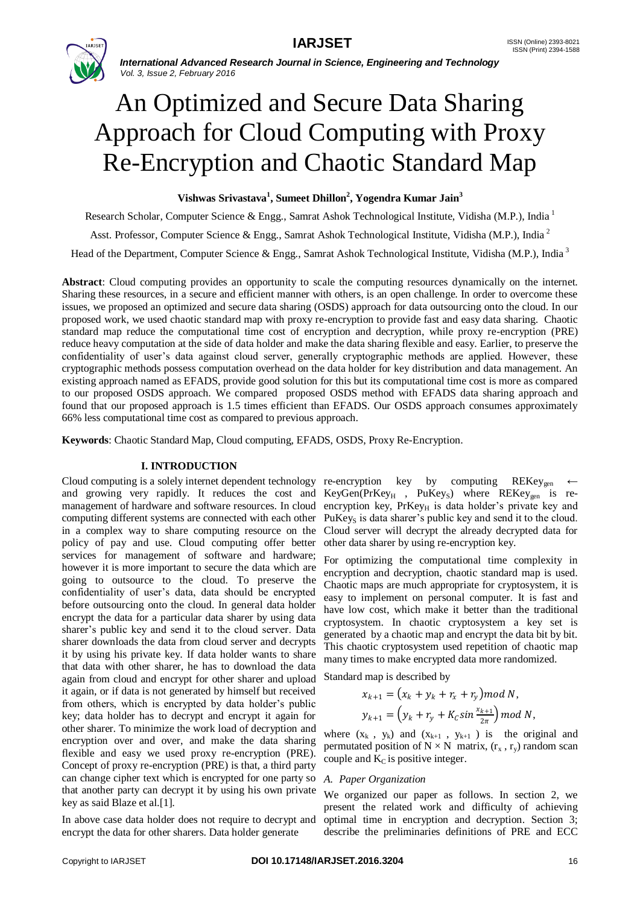# An Optimized and Secure Data Sharing Approach for Cloud Computing with Proxy Re-Encryption and Chaotic Standard Map

**Vishwas Srivastava[1], Sumeet Dhillon[2], Yogendra Kumar Jain[3]**

Research Scholar, Computer Science & Engg., Samrat Ashok Technological Institute, Vidisha (M.P.), India [1]

Asst. Professor, Computer Science & Engg., Samrat Ashok Technological Institute, Vidisha (M.P.), India [2]

Head of the Department, Computer Science & Engg., Samrat Ashok Technological Institute, Vidisha (M.P.), India [3]

**Abstract**: Cloud computing provides an opportunity to scale the computing resources dynamically on the internet. Sharing these resources, in a secure and efficient manner with others, is an open challenge. In order to overcome these issues, we proposed an optimized and secure data sharing (OSDS) approach for data outsourcing onto the cloud. In our proposed work, we used chaotic standard map with proxy re-encryption to provide fast and easy data sharing. Chaotic standard map reduce the computational time cost of encryption and decryption, while proxy re-encryption (PRE) reduce heavy computation at the side of data holder and make the data sharing flexible and easy. Earlier, to preserve the confidentiality of user's data against cloud server, generally cryptographic methods are applied. However, these cryptographic methods possess computation overhead on the data holder for key distribution and data management. An existing approach named as EFADS, provide good solution for this but its computational time cost is more as compared to our proposed OSDS approach. We compared proposed OSDS method with EFADS data sharing approach and found that our proposed approach is 1.5 times efficient than EFADS. Our OSDS approach consumes approximately 66% less computational time cost as compared to previous approach.

**Keywords**: Chaotic Standard Map, Cloud computing, EFADS, OSDS, Proxy Re-Encryption.

## I. INTRODUCTION

Cloud computing is a solely internet dependent technology and growing very rapidly. It reduces the cost and management of hardware and software resources. In cloud computing different systems are connected with each other in a complex way to share computing resource on the policy of pay and use. Cloud computing offer better services for management of software and hardware; however it is more important to secure the data which are going to outsource to the cloud. To preserve the confidentiality of user's data, data should be encrypted before outsourcing onto the cloud. In general data holder encrypt the data for a particular data sharer by using data sharer's public key and send it to the cloud server. Data sharer downloads the data from cloud server and decrypts it by using his private key. If data holder wants to share that data with other sharer, he has to download the data again from cloud and encrypt for other sharer and upload it again, or if data is not generated by himself but received from others, which is encrypted by data holder's public key; data holder has to decrypt and encrypt it again for other sharer. To minimize the work load of decryption and encryption over and over, and make the data sharing flexible and easy we used proxy re-encryption (PRE). Concept of proxy re-encryption (PRE) is that, a third party can change cipher text which is encrypted for one party so that another party can decrypt it by using his own private key as said Blaze et al.[1].

In above case data holder does not require to decrypt and encrypt the data for other sharers. Data holder generate re-encryption key by computing $REKey_{gen} \leftarrow KeyGen(PrKey_H, PuKey_S)$ where $REKey_{gen}$ is re-encryption key, $PrKey_H$ is data holder's private key and $PuKey_S$ is data sharer's public key and send it to the cloud. Cloud server will decrypt the already decrypted data for other data sharer by using re-encryption key.

For optimizing the computational time complexity in encryption and decryption, chaotic standard map is used. Chaotic maps are much appropriate for cryptosystem, it is easy to implement on personal computer. It is fast and have low cost, which make it better than the traditional cryptosystem. In chaotic cryptosystem a key set is generated by a chaotic map and encrypt the data bit by bit. This chaotic cryptosystem used repetition of chaotic map many times to make encrypted data more randomized.

Standard map is described by

$$x_{k+1} = (x_k + y_k + r_x + r_y) \bmod N,$$
$$y_{k+1} = \left(y_k + r_y + K_C \sin \frac{x_{k+1}}{2\pi}\right) \bmod N,$$

where $(x_k, y_k)$ and $(x_{k+1}, y_{k+1})$ is the original and permutated position of $N \times N$ matrix, $(r_x, r_y)$ random scan couple and $K_C$ is positive integer.

### A. Paper Organization

We organized our paper as follows. In section 2, we present the related work and difficulty of achieving optimal time in encryption and decryption. Section 3; describe the preliminaries definitions of PRE and ECC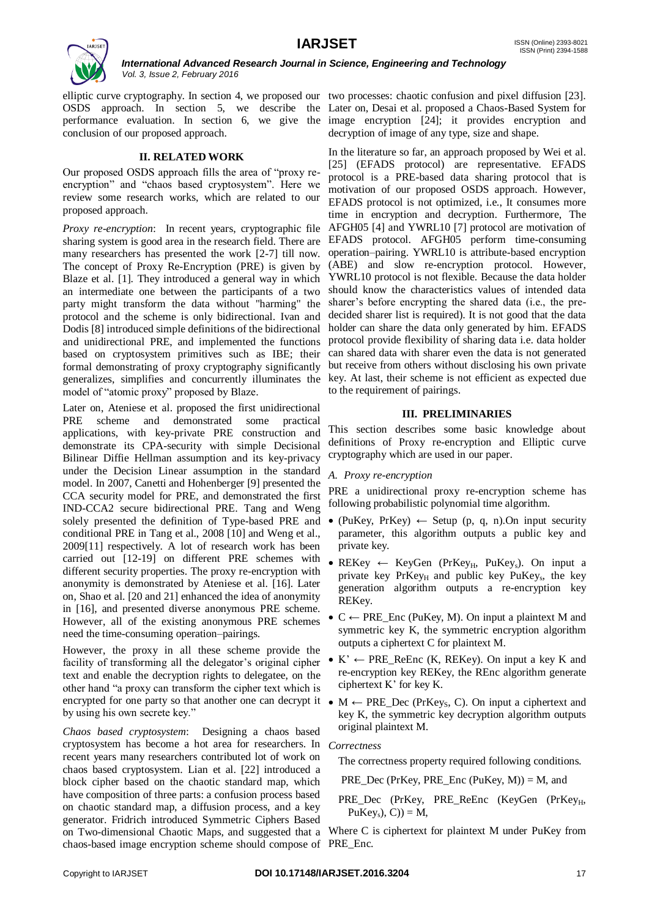elliptic curve cryptography. In section 4, we proposed our OSDS approach. In section 5, we describe the performance evaluation. In section 6, we give the conclusion of our proposed approach.

## II. RELATED WORK

Our proposed OSDS approach fills the area of "proxy re-encryption" and "chaos based cryptosystem". Here we review some research works, which are related to our proposed approach.

*Proxy re-encryption*: In recent years, cryptographic file sharing system is good area in the research field. There are many researchers has presented the work [2-7] till now. The concept of Proxy Re-Encryption (PRE) is given by Blaze et al. [1]. They introduced a general way in which an intermediate one between the participants of a two party might transform the data without "harming" the protocol and the scheme is only bidirectional. Ivan and Dodis [8] introduced simple definitions of the bidirectional and unidirectional PRE, and implemented the functions based on cryptosystem primitives such as IBE; their formal demonstrating of proxy cryptography significantly generalizes, simplifies and concurrently illuminates the model of "atomic proxy" proposed by Blaze.

Later on, Ateniese et al. proposed the first unidirectional PRE scheme and demonstrated some practical applications, with key-private PRE construction and demonstrate its CPA-security with simple Decisional Bilinear Diffie Hellman assumption and its key-privacy under the Decision Linear assumption in the standard model. In 2007, Canetti and Hohenberger [9] presented the CCA security model for PRE, and demonstrated the first IND-CCA2 secure bidirectional PRE. Tang and Weng solely presented the definition of Type-based PRE and conditional PRE in Tang et al., 2008 [10] and Weng et al., 2009[11] respectively. A lot of research work has been carried out [12-19] on different PRE schemes with different security properties. The proxy re-encryption with anonymity is demonstrated by Ateniese et al. [16]. Later on, Shao et al. [20 and 21] enhanced the idea of anonymity in [16], and presented diverse anonymous PRE scheme. However, all of the existing anonymous PRE schemes need the time-consuming operation–pairings.

However, the proxy in all these scheme provide the facility of transforming all the delegator's original cipher text and enable the decryption rights to delegatee, on the other hand "a proxy can transform the cipher text which is encrypted for one party so that another one can decrypt it by using his own secrete key."

*Chaos based cryptosystem*: Designing a chaos based cryptosystem has become a hot area for researchers. In recent years many researchers contributed lot of work on chaos based cryptosystem. Lian et al. [22] introduced a block cipher based on the chaotic standard map, which have composition of three parts: a confusion process based on chaotic standard map, a diffusion process, and a key generator. Fridrich introduced Symmetric Ciphers Based on Two-dimensional Chaotic Maps, and suggested that a chaos-based image encryption scheme should compose of two processes: chaotic confusion and pixel diffusion [23]. Later on, Desai et al. proposed a Chaos-Based System for image encryption [24]; it provides encryption and decryption of image of any type, size and shape.

In the literature so far, an approach proposed by Wei et al. [25] (EFADS protocol) are representative. EFADS protocol is a PRE-based data sharing protocol that is motivation of our proposed OSDS approach. However, EFADS protocol is not optimized, i.e., It consumes more time in encryption and decryption. Furthermore, The AFGH05 [4] and YWRL10 [7] protocol are motivation of EFADS protocol. AFGH05 perform time-consuming operation–pairing. YWRL10 is attribute-based encryption (ABE) and slow re-encryption protocol. However, YWRL10 protocol is not flexible. Because the data holder should know the characteristics values of intended data sharer's before encrypting the shared data (i.e., the pre-decided sharer list is required). It is not good that the data holder can share the data only generated by him. EFADS protocol provide flexibility of sharing data i.e. data holder can shared data with sharer even the data is not generated but receive from others without disclosing his own private key. At last, their scheme is not efficient as expected due to the requirement of pairings.

## III. PRELIMINARIES

This section describes some basic knowledge about definitions of Proxy re-encryption and Elliptic curve cryptography which are used in our paper.

### A. Proxy re-encryption

PRE a unidirectional proxy re-encryption scheme has following probabilistic polynomial time algorithm.

- (PuKey, PrKey) ← Setup (p, q, n).On input security parameter, this algorithm outputs a public key and private key.
- REKey ← KeyGen ($PrKey_H$, $PuKey_s$). On input a private key $PrKey_H$ and public key $PuKey_s$, the key generation algorithm outputs a re-encryption key REKey.
- C ← PRE_Enc (PuKey, M). On input a plaintext M and symmetric key K, the symmetric encryption algorithm outputs a ciphertext C for plaintext M.
- K' ← PRE_ReEnc (K, REKey). On input a key K and re-encryption key REKey, the REnc algorithm generate ciphertext K' for key K.
- M ← PRE_Dec ($PrKey_S$, C). On input a ciphertext and key K, the symmetric key decryption algorithm outputs original plaintext M.

*Correctness*

The correctness property required following conditions.

PRE_Dec (PrKey, PRE_Enc (PuKey, M)) = M, and

PRE_Dec (PrKey, PRE_ReEnc (KeyGen ($PrKey_H$, $PuKey_s$), C)) = M,

Where C is ciphertext for plaintext M under PuKey from PRE_Enc.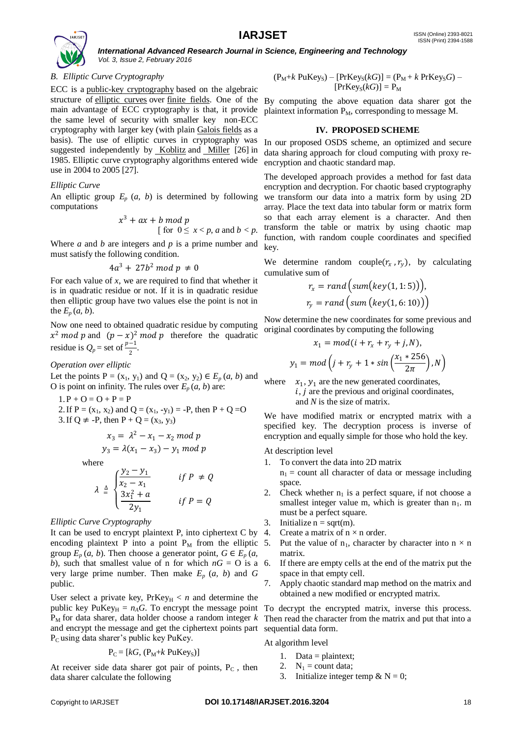### *B. Elliptic Curve Cryptography*

ECC is a public-key cryptography based on the algebraic structure of elliptic curves over finite fields. One of the main advantage of ECC cryptography is that, it provide the same level of security with smaller key non-ECC cryptography with larger key (with plain Galois fields as a basis). The use of elliptic curves in cryptography was suggested independently by Koblitz and Miller [26] in 1985. Elliptic curve cryptography algorithms entered wide use in 2004 to 2005 [27].

*Elliptic Curve*

An elliptic group $E_p$ (*a*, *b*) is determined by following computations

$$x^3 + ax + b \bmod p$$

[ for $0 \leq x < p$, *a* and $b < p$.

Where *a* and *b* are integers and *p* is a prime number and must satisfy the following condition.

$$4a^3 + 27b^2 \bmod p \neq 0$$

For each value of *x*, we are required to find that whether it is in quadratic residue or not. If it is in quadratic residue then elliptic group have two values else the point is not in the $E_p$ (*a*, *b*).

Now one need to obtained quadratic residue by computing $x^2 \bmod p$ and $(p-x)^2 \bmod p$ therefore the quadratic residue is $Q_p$ = set of $\frac{p-1}{2}$.

*Operation over elliptic*

Let the points $P = (x_1, y_1)$ and $Q = (x_2, y_2) \in E_p$ (*a*, *b*) and O is point on infinity. The rules over $E_p$ (*a*, *b*) are:

1. P + O = O + P = P
2. If $P = (x_1, x_2)$ and $Q = (x_1, -y_1) = -P$, then P + Q = O
3. If Q ≠ -P, then $P + Q = (x_3, y_3)$

$$x_3 = \lambda^2 - x_1 - x_2 \bmod p$$
$$y_3 = \lambda(x_1 - x_3) - y_1 \bmod p$$

where

$$\lambda \triangleq \begin{cases} \dfrac{y_2 - y_1}{x_2 - x_1} & if\ P \neq Q \\ \dfrac{3x_1^2 + a}{2y_1} & if\ P = Q \end{cases}$$

*Elliptic Curve Cryptography*

It can be used to encrypt plaintext P, into ciphertext C by encoding plaintext P into a point $P_M$ from the elliptic group $E_p$ (*a*, *b*). Then choose a generator point, $G \in E_p$ (*a*, *b*), such that smallest value of n for which *nG* = O is a very large prime number. Then make $E_p$ (*a*, *b*) and *G* public.

User select a private key, $PrKey_H < n$ and determine the public key $PuKey_H = n_A G$. To encrypt the message point $P_M$ for data sharer, data holder choose a random integer *k* and encrypt the message and get the ciphertext points part $P_C$ using data sharer's public key PuKey.

$$P_C = [kG, (P_M + k\ PuKey_S)]$$

At receiver side data sharer got pair of points, $P_C$, then data sharer calculate the following

$$(P_M + k\ PuKey_S) - [PrKey_S(kG)] = (P_M + k\ PrKey_S G) - [PrKey_S(kG)] = P_M$$

By computing the above equation data sharer got the plaintext information $P_M$, corresponding to message M.

## IV. PROPOSED SCHEME

In our proposed OSDS scheme, an optimized and secure data sharing approach for cloud computing with proxy re-encryption and chaotic standard map.

The developed approach provides a method for fast data encryption and decryption. For chaotic based cryptography we transform our data into a matrix form by using 2D array. Place the text data into tabular form or matrix form so that each array element is a character. And then transform the table or matrix by using chaotic map function, with random couple coordinates and specified key.

We determine random couple$(r_x, r_y)$, by calculating cumulative sum of

$$r_x = rand\left(sum\left(key(1, 1{:}5)\right)\right),$$
$$r_y = rand\left(sum\left(key(1, 6{:}10)\right)\right)$$

Now determine the new coordinates for some previous and original coordinates by computing the following

$$x_1 = mod(i + r_x + r_y + j, N),$$
$$y_1 = mod\left(j + r_y + 1 * sin\left(\frac{x_1 * 256}{2\pi}\right), N\right)$$

where $x_1, y_1$ are the new generated coordinates, $i, j$ are the previous and original coordinates, and *N* is the size of matrix.

We have modified matrix or encrypted matrix with a specified key. The decryption process is inverse of encryption and equally simple for those who hold the key.

At description level

1. To convert the data into 2D matrix
   $n_1$ = count all character of data or message including space.
2. Check whether $n_1$ is a perfect square, if not choose a smallest integer value m, which is greater than $n_1$. m must be a perfect square.
3. Initialize n = sqrt(m).
4. Create a matrix of n × n order.
5. Put the value of $n_1$, character by character into n × n matrix.
6. If there are empty cells at the end of the matrix put the space in that empty cell.
7. Apply chaotic standard map method on the matrix and obtained a new modified or encrypted matrix.

To decrypt the encrypted matrix, inverse this process. Then read the character from the matrix and put that into a sequential data form.

At algorithm level

1. Data = plaintext;
2. $N_1$ = count data;
3. Initialize integer temp & N = 0;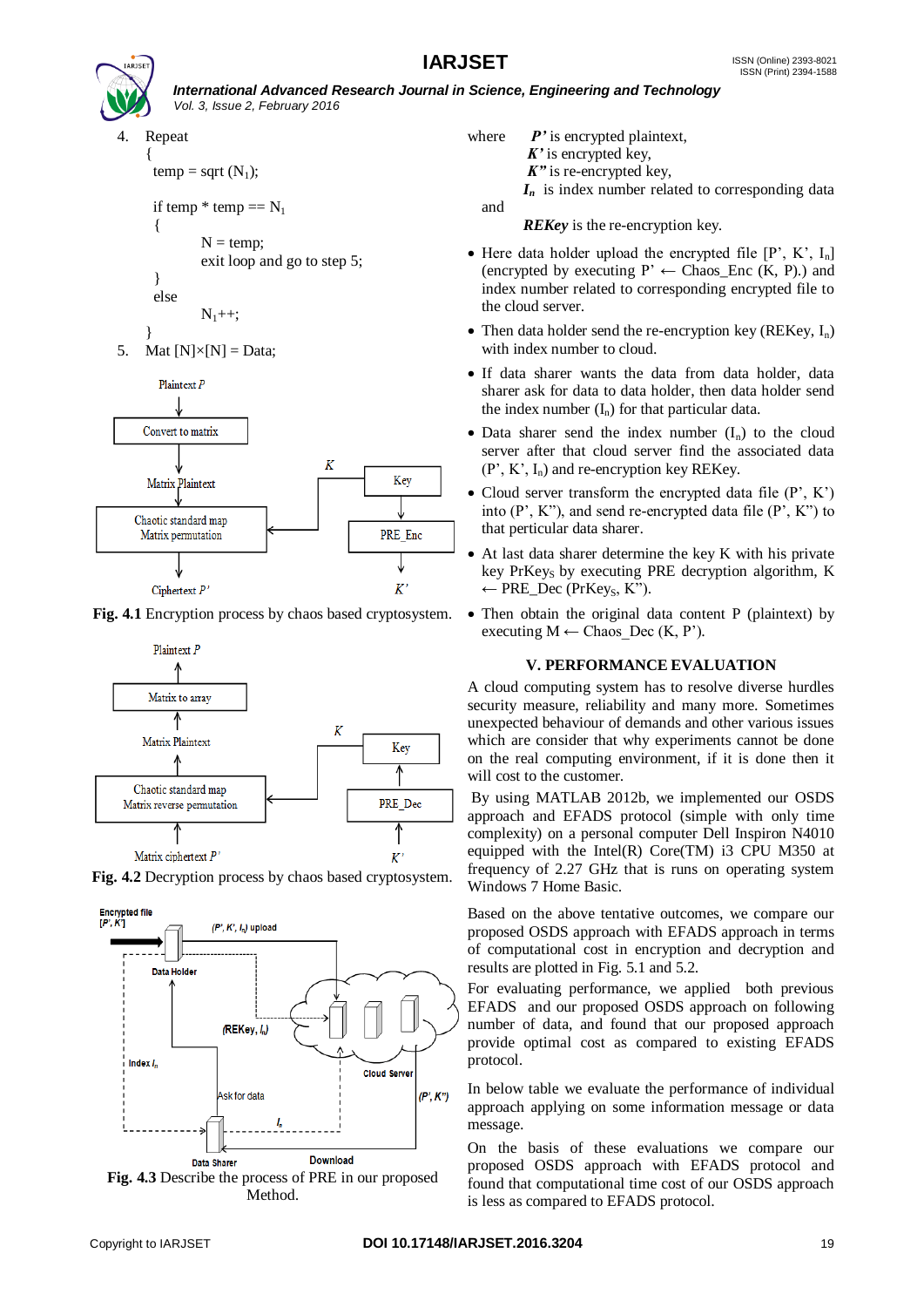4. Repeat

```
{
  temp = sqrt (N1);

  if temp * temp == N1
  {
      N = temp;
      exit loop and go to step 5;
  }
  else
      N1++;
}
```

5. Mat [N]×[N] = Data;

**Fig. 4.1** Encryption process by chaos based cryptosystem.

**Fig. 4.2** Decryption process by chaos based cryptosystem.

**Fig. 4.3** Describe the process of PRE in our proposed Method.

where *P’* is encrypted plaintext,
*K’* is encrypted key,
*K”* is re-encrypted key,
$I_n$ is index number related to corresponding data

and *REKey* is the re-encryption key.

- Here data holder upload the encrypted file [P’, K’, $I_n$] (encrypted by executing P’ ← Chaos_Enc (K, P).) and index number related to corresponding encrypted file to the cloud server.
- Then data holder send the re-encryption key (REKey, $I_n$) with index number to cloud.
- If data sharer wants the data from data holder, data sharer ask for data to data holder, then data holder send the index number ($I_n$) for that particular data.
- Data sharer send the index number ($I_n$) to the cloud server after that cloud server find the associated data (P’, K’, $I_n$) and re-encryption key REKey.
- Cloud server transform the encrypted data file (P’, K’) into (P’, K”), and send re-encrypted data file (P’, K”) to that perticular data sharer.
- At last data sharer determine the key K with his private key $PrKeys_S$ by executing PRE decryption algorithm, K ← PRE_Dec ($PrKeys_S$, K”).
- Then obtain the original data content P (plaintext) by executing M ← Chaos_Dec (K, P’).

## V. PERFORMANCE EVALUATION

A cloud computing system has to resolve diverse hurdles security measure, reliability and many more. Sometimes unexpected behaviour of demands and other various issues which are consider that why experiments cannot be done on the real computing environment, if it is done then it will cost to the customer.

By using MATLAB 2012b, we implemented our OSDS approach and EFADS protocol (simple with only time complexity) on a personal computer Dell Inspiron N4010 equipped with the Intel(R) Core(TM) i3 CPU M350 at frequency of 2.27 GHz that is runs on operating system Windows 7 Home Basic.

Based on the above tentative outcomes, we compare our proposed OSDS approach with EFADS approach in terms of computational cost in encryption and decryption and results are plotted in Fig. 5.1 and 5.2.

For evaluating performance, we applied both previous EFADS and our proposed OSDS approach on following number of data, and found that our proposed approach provide optimal cost as compared to existing EFADS protocol.

In below table we evaluate the performance of individual approach applying on some information message or data message.

On the basis of these evaluations we compare our proposed OSDS approach with EFADS protocol and found that computational time cost of our OSDS approach is less as compared to EFADS protocol.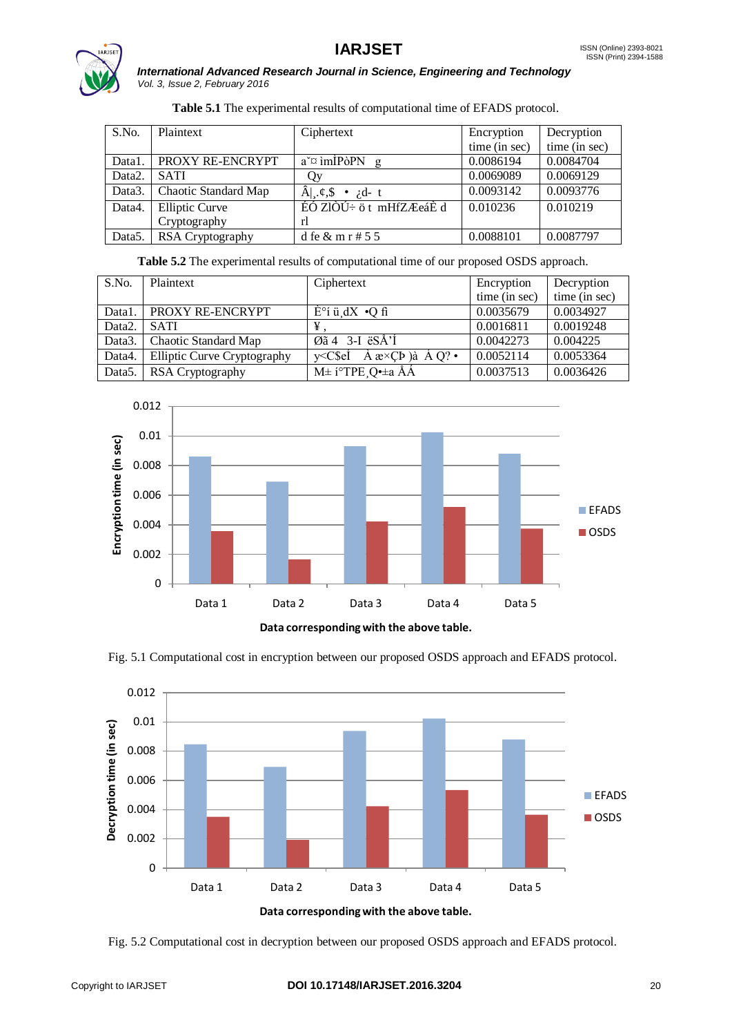**Table 5.1** The experimental results of computational time of EFADS protocol.

| S.No. | Plaintext | Ciphertext | Encryption time (in sec) | Decryption time (in sec) |
|---|---|---|---|---|
| Data1. | PROXY RE-ENCRYPT | a˘¤ imÌPòPN g | 0.0086194 | 0.0084704 |
| Data2. | SATI | Qy | 0.0069089 | 0.0069129 |
| Data3. | Chaotic Standard Map | Â¦¸.¢,$ • ¿d- t | 0.0093142 | 0.0093776 |
| Data4. | Elliptic Curve Cryptography | ÉÓ ZlÒÚ÷ ö t mHfZÆeáÈ d rl | 0.010236 | 0.010219 |
| Data5. | RSA Cryptography | d fe & m r # 5 5 | 0.0088101 | 0.0087797 |

**Table 5.2** The experimental results of computational time of our proposed OSDS approach.

| S.No. | Plaintext | Ciphertext | Encryption time (in sec) | Decryption time (in sec) |
|---|---|---|---|---|
| Data1. | PROXY RE-ENCRYPT | Ė°í ü¸dX •Q fi | 0.0035679 | 0.0034927 |
| Data2. | SATI | ¥ ¸ | 0.0016811 | 0.0019248 |
| Data3. | Chaotic Standard Map | Øã 4 3-I ëSÅ'Í | 0.0042273 | 0.004225 |
| Data4. | Elliptic Curve Cryptography | y<C$eÍ À æ×ÇÞ )à À Q? • | 0.0052114 | 0.0053364 |
| Data5. | RSA Cryptography | M± í°TPE¸Q•±a ÅÁ | 0.0037513 | 0.0036426 |

Fig. 5.1 Computational cost in encryption between our proposed OSDS approach and EFADS protocol.

Fig. 5.2 Computational cost in decryption between our proposed OSDS approach and EFADS protocol.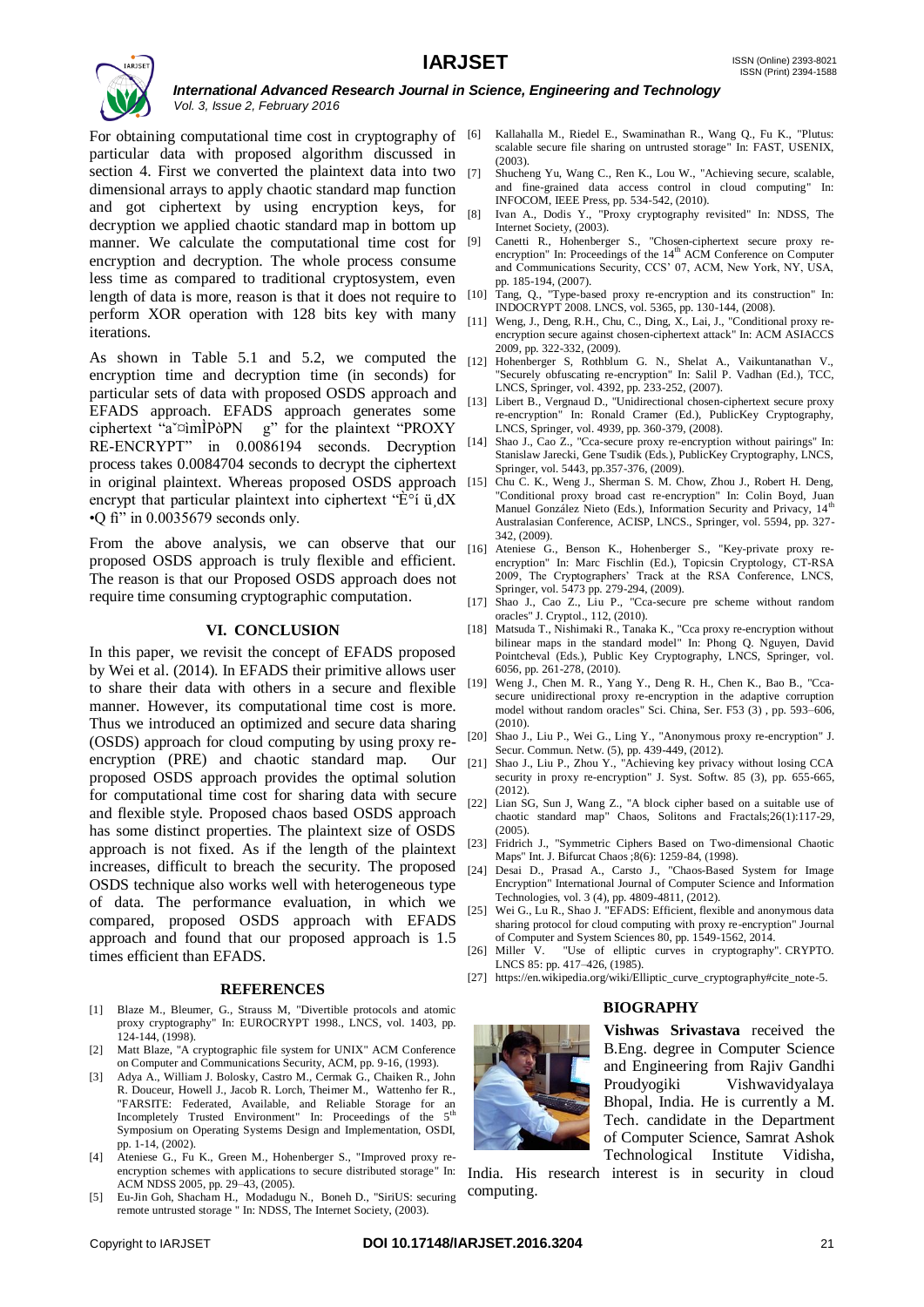For obtaining computational time cost in cryptography of particular data with proposed algorithm discussed in section 4. First we converted the plaintext data into two dimensional arrays to apply chaotic standard map function and got ciphertext by using encryption keys, for decryption we applied chaotic standard map in bottom up manner. We calculate the computational time cost for encryption and decryption. The whole process consume less time as compared to traditional cryptosystem, even length of data is more, reason is that it does not require to perform XOR operation with 128 bits key with many iterations.

As shown in Table 5.1 and 5.2, we computed the encryption time and decryption time (in seconds) for particular sets of data with proposed OSDS approach and EFADS approach. EFADS approach generates some ciphertext "aˇ¤imÌPòPN g" for the plaintext "PROXY RE-ENCRYPT" in 0.0086194 seconds. Decryption process takes 0.0084704 seconds to decrypt the ciphertext in original plaintext. Whereas proposed OSDS approach encrypt that particular plaintext into ciphertext "È°í ü¸dX •Q fi" in 0.0035679 seconds only.

From the above analysis, we can observe that our proposed OSDS approach is truly flexible and efficient. The reason is that our Proposed OSDS approach does not require time consuming cryptographic computation.

## VI. CONCLUSION

In this paper, we revisit the concept of EFADS proposed by Wei et al. (2014). In EFADS their primitive allows user to share their data with others in a secure and flexible manner. However, its computational time cost is more. Thus we introduced an optimized and secure data sharing (OSDS) approach for cloud computing by using proxy re-encryption (PRE) and chaotic standard map. Our proposed OSDS approach provides the optimal solution for computational time cost for sharing data with secure and flexible style. Proposed chaos based OSDS approach has some distinct properties. The plaintext size of OSDS approach is not fixed. As if the length of the plaintext increases, difficult to breach the security. The proposed OSDS technique also works well with heterogeneous type of data. The performance evaluation, in which we compared, proposed OSDS approach with EFADS approach and found that our proposed approach is 1.5 times efficient than EFADS.

## REFERENCES

[1] Blaze M., Bleumer, G., Strauss M, "Divertible protocols and atomic proxy cryptography" In: EUROCRYPT 1998., LNCS, vol. 1403, pp. 124-144, (1998).

[2] Matt Blaze, "A cryptographic file system for UNIX" ACM Conference on Computer and Communications Security, ACM, pp. 9-16, (1993).

[3] Adya A., William J. Bolosky, Castro M., Cermak G., Chaiken R., John R. Douceur, Howell J., Jacob R. Lorch, Theimer M., Wattenho fer R., "FARSITE: Federated, Available, and Reliable Storage for an Incompletely Trusted Environment" In: Proceedings of the 5th Symposium on Operating Systems Design and Implementation, OSDI, pp. 1-14, (2002).

[4] Ateniese G., Fu K., Green M., Hohenberger S., "Improved proxy re-encryption schemes with applications to secure distributed storage" In: ACM NDSS 2005, pp. 29–43, (2005).

[5] Eu-Jin Goh, Shacham H., Modadugu N., Boneh D., "SiRiUS: securing remote untrusted storage " In: NDSS, The Internet Society, (2003).

[6] Kallahalla M., Riedel E., Swaminathan R., Wang Q., Fu K., "Plutus: scalable secure file sharing on untrusted storage" In: FAST, USENIX, (2003).

[7] Shucheng Yu, Wang C., Ren K., Lou W., "Achieving secure, scalable, and fine-grained data access control in cloud computing" In: INFOCOM, IEEE Press, pp. 534-542, (2010).

[8] Ivan A., Dodis Y., "Proxy cryptography revisited" In: NDSS, The Internet Society, (2003).

[9] Canetti R., Hohenberger S., "Chosen-ciphertext secure proxy re-encryption" In: Proceedings of the 14th ACM Conference on Computer and Communications Security, CCS' 07, ACM, New York, NY, USA, pp. 185-194, (2007).

[10] Tang, Q., "Type-based proxy re-encryption and its construction" In: INDOCRYPT 2008. LNCS, vol. 5365, pp. 130-144, (2008).

[11] Weng, J., Deng, R.H., Chu, C., Ding, X., Lai, J., "Conditional proxy re-encryption secure against chosen-ciphertext attack" In: ACM ASIACCS 2009, pp. 322-332, (2009).

[12] Hohenberger S, Rothblum G. N., Shelat A., Vaikuntanathan V., "Securely obfuscating re-encryption" In: Salil P. Vadhan (Ed.), TCC, LNCS, Springer, vol. 4392, pp. 233-252, (2007).

[13] Libert B., Vergnaud D., "Unidirectional chosen-ciphertext secure proxy re-encryption" In: Ronald Cramer (Ed.), PublicKey Cryptography, LNCS, Springer, vol. 4939, pp. 360-379, (2008).

[14] Shao J., Cao Z., "Cca-secure proxy re-encryption without pairings" In: Stanislaw Jarecki, Gene Tsudik (Eds.), PublicKey Cryptography, LNCS, Springer, vol. 5443, pp.357-376, (2009).

[15] Chu C. K., Weng J., Sherman S. M. Chow, Zhou J., Robert H. Deng, "Conditional proxy broad cast re-encryption" In: Colin Boyd, Juan Manuel González Nieto (Eds.), Information Security and Privacy, 14th Australasian Conference, ACISP, LNCS., Springer, vol. 5594, pp. 327-342, (2009).

[16] Ateniese G., Benson K., Hohenberger S., "Key-private proxy re-encryption" In: Marc Fischlin (Ed.), Topicsin Cryptology, CT-RSA 2009, The Cryptographers' Track at the RSA Conference, LNCS, Springer, vol. 5473 pp. 279-294, (2009).

[17] Shao J., Cao Z., Liu P., "Cca-secure pre scheme without random oracles" J. Cryptol., 112, (2010).

[18] Matsuda T., Nishimaki R., Tanaka K., "Cca proxy re-encryption without bilinear maps in the standard model" In: Phong Q. Nguyen, David Pointcheval (Eds.), Public Key Cryptography, LNCS, Springer, vol. 6056, pp. 261-278, (2010).

[19] Weng J., Chen M. R., Yang Y., Deng R. H., Chen K., Bao B., "Cca-secure unidirectional proxy re-encryption in the adaptive corruption model without random oracles" Sci. China, Ser. F53 (3) , pp. 593–606, (2010).

[20] Shao J., Liu P., Wei G., Ling Y., "Anonymous proxy re-encryption" J. Secur. Commun. Netw. (5), pp. 439-449, (2012).

[21] Shao J., Liu P., Zhou Y., "Achieving key privacy without losing CCA security in proxy re-encryption" J. Syst. Softw. 85 (3), pp. 655-665, (2012).

[22] Lian SG, Sun J, Wang Z., "A block cipher based on a suitable use of chaotic standard map" Chaos, Solitons and Fractals;26(1):117-29, (2005).

[23] Fridrich J., "Symmetric Ciphers Based on Two-dimensional Chaotic Maps" Int. J. Bifurcat Chaos ;8(6): 1259-84, (1998).

[24] Desai D., Prasad A., Carsto J., "Chaos-Based System for Image Encryption" International Journal of Computer Science and Information Technologies, vol. 3 (4), pp. 4809-4811, (2012).

[25] Wei G., Lu R., Shao J. "EFADS: Efficient, flexible and anonymous data sharing protocol for cloud computing with proxy re-encryption" Journal of Computer and System Sciences 80, pp. 1549-1562, 2014.

[26] Miller V. "Use of elliptic curves in cryptography". CRYPTO. LNCS 85: pp. 417–426, (1985).

[27] https://en.wikipedia.org/wiki/Elliptic_curve_cryptography#cite_note-5.

## BIOGRAPHY

**Vishwas Srivastava** received the B.Eng. degree in Computer Science and Engineering from Rajiv Gandhi Proudyogiki Vishwavidyalaya Bhopal, India. He is currently a M. Tech. candidate in the Department of Computer Science, Samrat Ashok Technological Institute Vidisha, India. His research interest is in security in cloud computing.